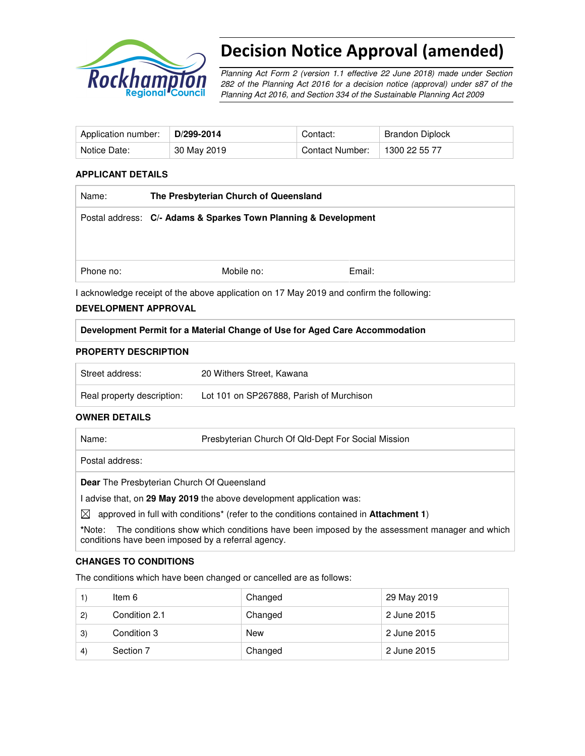# Decision Notice Approval (amended)

*Planning Act Form 2 (version 1.1 effective 22 June 2018) made under Section 282 of the Planning Act 2016 for a decision notice (approval) under s87 of the Planning Act 2016, and Section 334 of the Sustainable Planning Act 2009*

| Application number: | **D/299-2014** | Contact: | Brandon Diplock |
|---|---|---|---|
| Notice Date: | 30 May 2019 | Contact Number: | 1300 22 55 77 |

### APPLICANT DETAILS

| Name: | **The Presbyterian Church of Queensland** | |
|---|---|---|
| Postal address: | **C/- Adams & Sparkes Town Planning & Development** | |
| Phone no: | Mobile no: | Email: |

I acknowledge receipt of the above application on 17 May 2019 and confirm the following:

### DEVELOPMENT APPROVAL

| **Development Permit for a Material Change of Use for Aged Care Accommodation** |
|---|

### PROPERTY DESCRIPTION

| Street address: | 20 Withers Street, Kawana |
|---|---|
| Real property description: | Lot 101 on SP267888, Parish of Murchison |

### OWNER DETAILS

| Name: | Presbyterian Church Of Qld-Dept For Social Mission |
|---|---|
| Postal address: | |

**Dear** The Presbyterian Church Of Queensland

I advise that, on **29 May 2019** the above development application was:

☒ approved in full with conditions* (refer to the conditions contained in **Attachment 1**)

***Note:** The conditions show which conditions have been imposed by the assessment manager and which conditions have been imposed by a referral agency.

### CHANGES TO CONDITIONS

The conditions which have been changed or cancelled are as follows:

| | | | |
|---|---|---|---|
| 1) | Item 6 | Changed | 29 May 2019 |
| 2) | Condition 2.1 | Changed | 2 June 2015 |
| 3) | Condition 3 | New | 2 June 2015 |
| 4) | Section 7 | Changed | 2 June 2015 |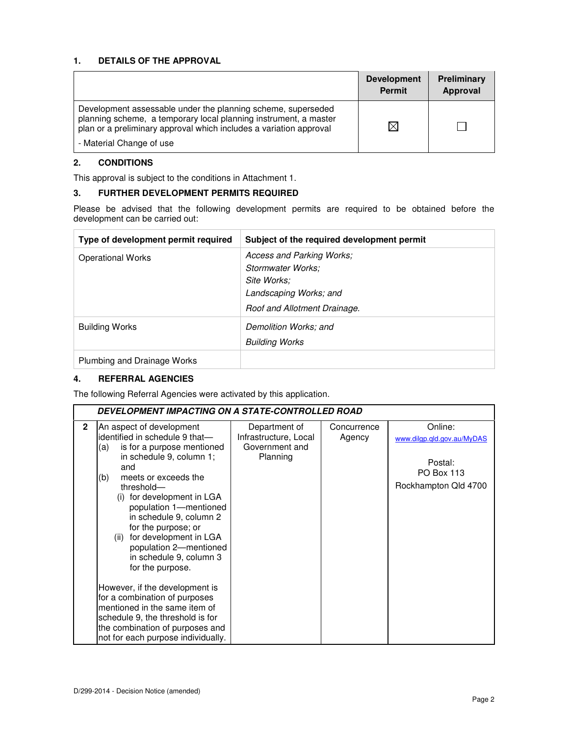## 1. DETAILS OF THE APPROVAL

| | Development Permit | Preliminary Approval |
|---|---|---|
| Development assessable under the planning scheme, superseded planning scheme, a temporary local planning instrument, a master plan or a preliminary approval which includes a variation approval<br>- Material Change of use | ☒ | ☐ |

## 2. CONDITIONS

This approval is subject to the conditions in Attachment 1.

## 3. FURTHER DEVELOPMENT PERMITS REQUIRED

Please be advised that the following development permits are required to be obtained before the development can be carried out:

| Type of development permit required | Subject of the required development permit |
|---|---|
| Operational Works | *Access and Parking Works;*<br>*Stormwater Works;*<br>*Site Works;*<br>*Landscaping Works; and*<br>*Roof and Allotment Drainage.* |
| Building Works | *Demolition Works; and*<br>*Building Works* |
| Plumbing and Drainage Works | |

## 4. REFERRAL AGENCIES

The following Referral Agencies were activated by this application.

| | ***DEVELOPMENT IMPACTING ON A STATE-CONTROLLED ROAD*** | | | |
|---|---|---|---|---|
| **2** | An aspect of development identified in schedule 9 that—<br>(a) is for a purpose mentioned in schedule 9, column 1; and<br>(b) meets or exceeds the threshold—<br>(i) for development in LGA population 1—mentioned in schedule 9, column 2 for the purpose; or<br>(ii) for development in LGA population 2—mentioned in schedule 9, column 3 for the purpose.<br><br>However, if the development is for a combination of purposes mentioned in the same item of schedule 9, the threshold is for the combination of purposes and not for each purpose individually. | Department of Infrastructure, Local Government and Planning | Concurrence Agency | Online:<br>www.dilgp.qld.gov.au/MyDAS<br><br>Postal:<br>PO Box 113<br>Rockhampton Qld 4700 |

D/299-2014 - Decision Notice (amended)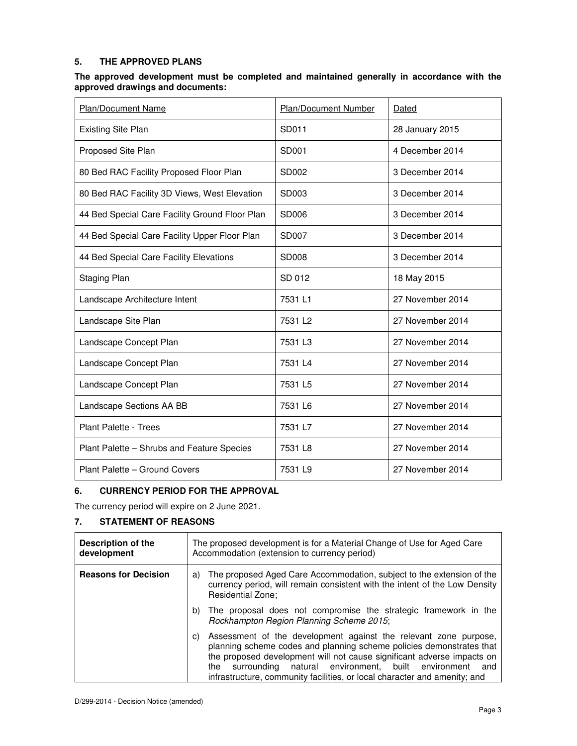## 5. THE APPROVED PLANS

**The approved development must be completed and maintained generally in accordance with the approved drawings and documents:**

| Plan/Document Name | Plan/Document Number | Dated |
|---|---|---|
| Existing Site Plan | SD011 | 28 January 2015 |
| Proposed Site Plan | SD001 | 4 December 2014 |
| 80 Bed RAC Facility Proposed Floor Plan | SD002 | 3 December 2014 |
| 80 Bed RAC Facility 3D Views, West Elevation | SD003 | 3 December 2014 |
| 44 Bed Special Care Facility Ground Floor Plan | SD006 | 3 December 2014 |
| 44 Bed Special Care Facility Upper Floor Plan | SD007 | 3 December 2014 |
| 44 Bed Special Care Facility Elevations | SD008 | 3 December 2014 |
| Staging Plan | SD 012 | 18 May 2015 |
| Landscape Architecture Intent | 7531 L1 | 27 November 2014 |
| Landscape Site Plan | 7531 L2 | 27 November 2014 |
| Landscape Concept Plan | 7531 L3 | 27 November 2014 |
| Landscape Concept Plan | 7531 L4 | 27 November 2014 |
| Landscape Concept Plan | 7531 L5 | 27 November 2014 |
| Landscape Sections AA BB | 7531 L6 | 27 November 2014 |
| Plant Palette - Trees | 7531 L7 | 27 November 2014 |
| Plant Palette – Shrubs and Feature Species | 7531 L8 | 27 November 2014 |
| Plant Palette – Ground Covers | 7531 L9 | 27 November 2014 |

## 6. CURRENCY PERIOD FOR THE APPROVAL

The currency period will expire on 2 June 2021.

## 7. STATEMENT OF REASONS

| **Description of the development** | The proposed development is for a Material Change of Use for Aged Care Accommodation (extension to currency period) |
|---|---|
| **Reasons for Decision** | a) The proposed Aged Care Accommodation, subject to the extension of the currency period, will remain consistent with the intent of the Low Density Residential Zone;<br>b) The proposal does not compromise the strategic framework in the *Rockhampton Region Planning Scheme 2015*;<br>c) Assessment of the development against the relevant zone purpose, planning scheme codes and planning scheme policies demonstrates that the proposed development will not cause significant adverse impacts on the surrounding natural environment, built environment and infrastructure, community facilities, or local character and amenity; and |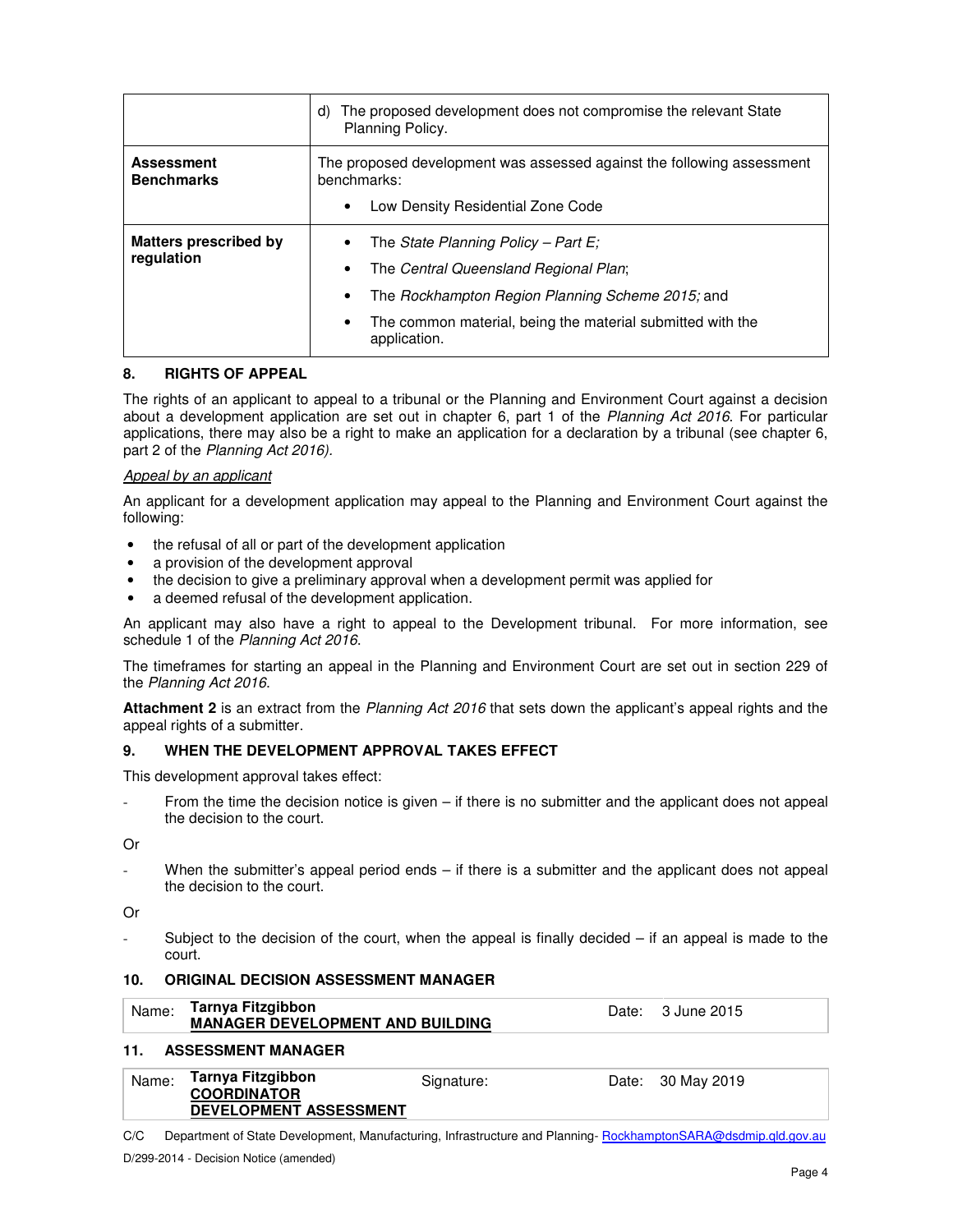| | |
|---|---|
| | d) The proposed development does not compromise the relevant State Planning Policy. |
| **Assessment Benchmarks** | The proposed development was assessed against the following assessment benchmarks:<br>• Low Density Residential Zone Code |
| **Matters prescribed by regulation** | • The *State Planning Policy – Part E;*<br>• The *Central Queensland Regional Plan*;<br>• The *Rockhampton Region Planning Scheme 2015;* and<br>• The common material, being the material submitted with the application. |

## 8. RIGHTS OF APPEAL

The rights of an applicant to appeal to a tribunal or the Planning and Environment Court against a decision about a development application are set out in chapter 6, part 1 of the *Planning Act 2016*. For particular applications, there may also be a right to make an application for a declaration by a tribunal (see chapter 6, part 2 of the *Planning Act 2016).*

*Appeal by an applicant*

An applicant for a development application may appeal to the Planning and Environment Court against the following:

- the refusal of all or part of the development application
- a provision of the development approval
- the decision to give a preliminary approval when a development permit was applied for
- a deemed refusal of the development application.

An applicant may also have a right to appeal to the Development tribunal. For more information, see schedule 1 of the *Planning Act 2016*.

The timeframes for starting an appeal in the Planning and Environment Court are set out in section 229 of the *Planning Act 2016*.

**Attachment 2** is an extract from the *Planning Act 2016* that sets down the applicant's appeal rights and the appeal rights of a submitter.

## 9. WHEN THE DEVELOPMENT APPROVAL TAKES EFFECT

This development approval takes effect:

- From the time the decision notice is given – if there is no submitter and the applicant does not appeal the decision to the court.

Or

- When the submitter's appeal period ends – if there is a submitter and the applicant does not appeal the decision to the court.

Or

- Subject to the decision of the court, when the appeal is finally decided – if an appeal is made to the court.

## 10. ORIGINAL DECISION ASSESSMENT MANAGER

| Name: | **Tarnya Fitzgibbon**<br>**MANAGER DEVELOPMENT AND BUILDING** | Date: | 3 June 2015 |
|---|---|---|---|

## 11. ASSESSMENT MANAGER

| Name: | **Tarnya Fitzgibbon**<br>**COORDINATOR**<br>**DEVELOPMENT ASSESSMENT** | Signature: | Date: | 30 May 2019 |
|---|---|---|---|---|

C/C Department of State Development, Manufacturing, Infrastructure and Planning- RockhamptonSARA@dsdmip.qld.gov.au

D/299-2014 - Decision Notice (amended)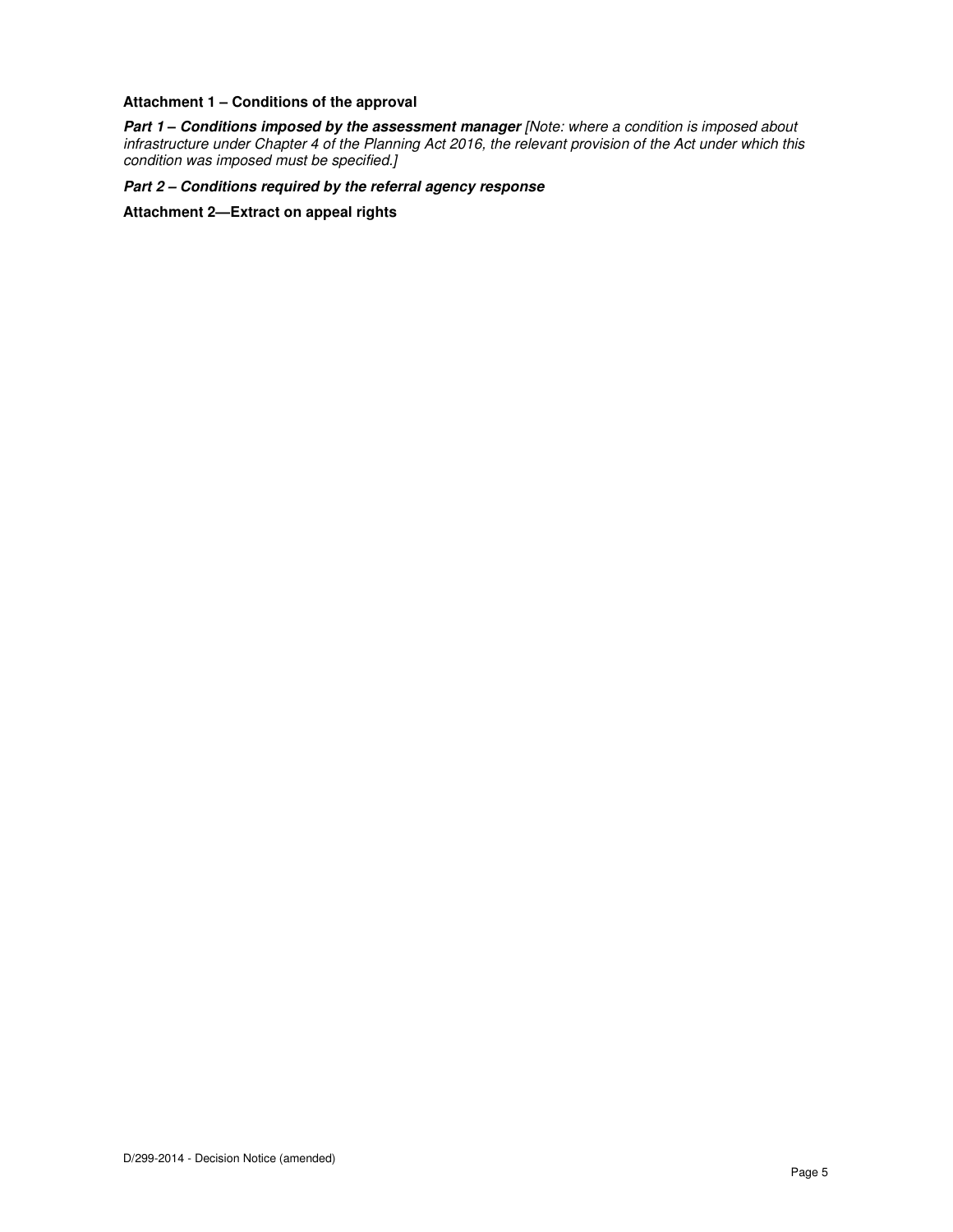**Attachment 1 – Conditions of the approval**

***Part 1 – Conditions imposed by the assessment manager*** *[Note: where a condition is imposed about infrastructure under Chapter 4 of the Planning Act 2016, the relevant provision of the Act under which this condition was imposed must be specified.]*

***Part 2 – Conditions required by the referral agency response***

**Attachment 2—Extract on appeal rights**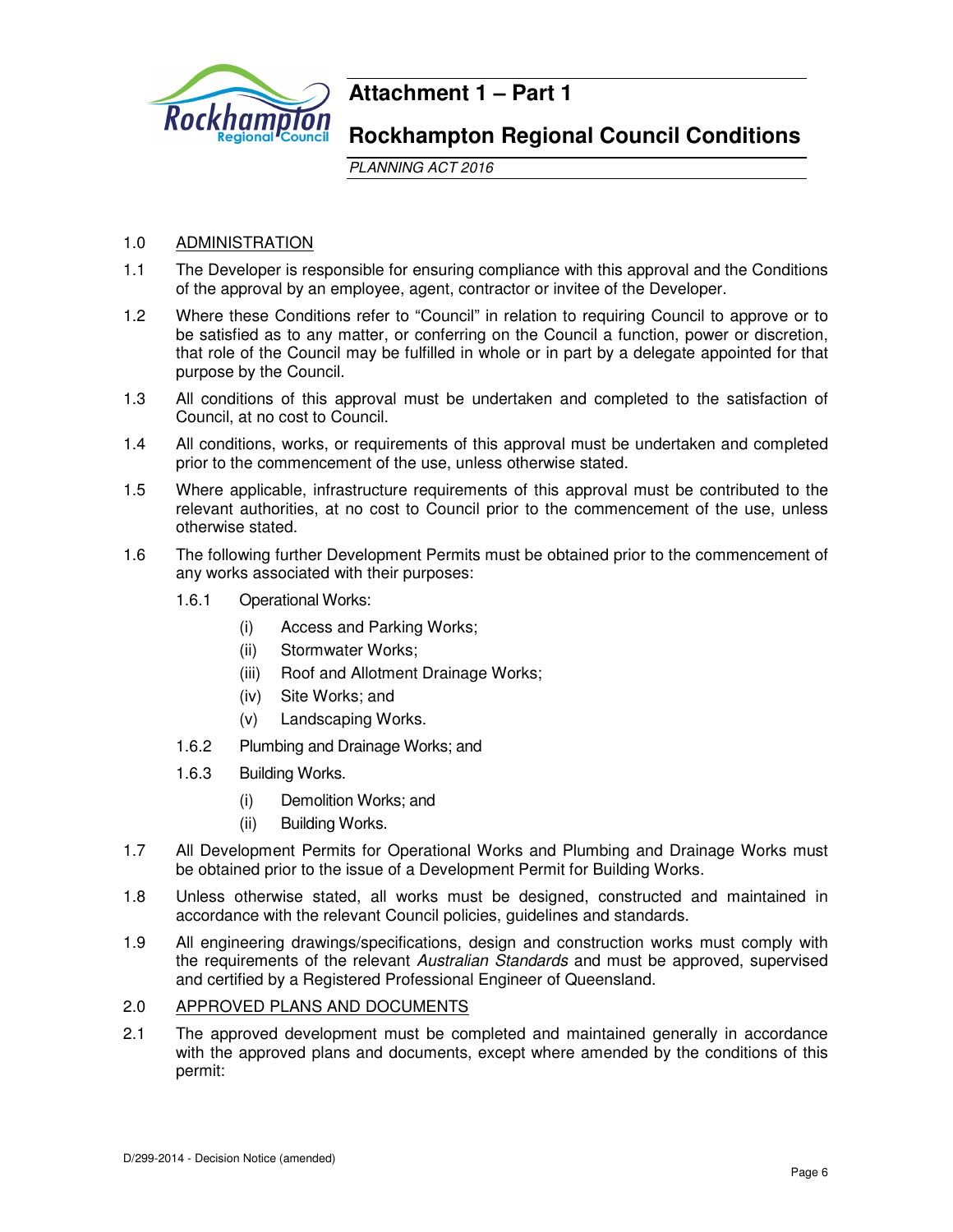# Attachment 1 – Part 1

## Rockhampton Regional Council Conditions

*PLANNING ACT 2016*

1.0 ADMINISTRATION

1.1 The Developer is responsible for ensuring compliance with this approval and the Conditions of the approval by an employee, agent, contractor or invitee of the Developer.

1.2 Where these Conditions refer to "Council" in relation to requiring Council to approve or to be satisfied as to any matter, or conferring on the Council a function, power or discretion, that role of the Council may be fulfilled in whole or in part by a delegate appointed for that purpose by the Council.

1.3 All conditions of this approval must be undertaken and completed to the satisfaction of Council, at no cost to Council.

1.4 All conditions, works, or requirements of this approval must be undertaken and completed prior to the commencement of the use, unless otherwise stated.

1.5 Where applicable, infrastructure requirements of this approval must be contributed to the relevant authorities, at no cost to Council prior to the commencement of the use, unless otherwise stated.

1.6 The following further Development Permits must be obtained prior to the commencement of any works associated with their purposes:

1.6.1 Operational Works:

(i) Access and Parking Works;

(ii) Stormwater Works;

(iii) Roof and Allotment Drainage Works;

(iv) Site Works; and

(v) Landscaping Works.

1.6.2 Plumbing and Drainage Works; and

1.6.3 Building Works.

(i) Demolition Works; and

(ii) Building Works.

1.7 All Development Permits for Operational Works and Plumbing and Drainage Works must be obtained prior to the issue of a Development Permit for Building Works.

1.8 Unless otherwise stated, all works must be designed, constructed and maintained in accordance with the relevant Council policies, guidelines and standards.

1.9 All engineering drawings/specifications, design and construction works must comply with the requirements of the relevant *Australian Standards* and must be approved, supervised and certified by a Registered Professional Engineer of Queensland.

2.0 APPROVED PLANS AND DOCUMENTS

2.1 The approved development must be completed and maintained generally in accordance with the approved plans and documents, except where amended by the conditions of this permit:

D/299-2014 - Decision Notice (amended)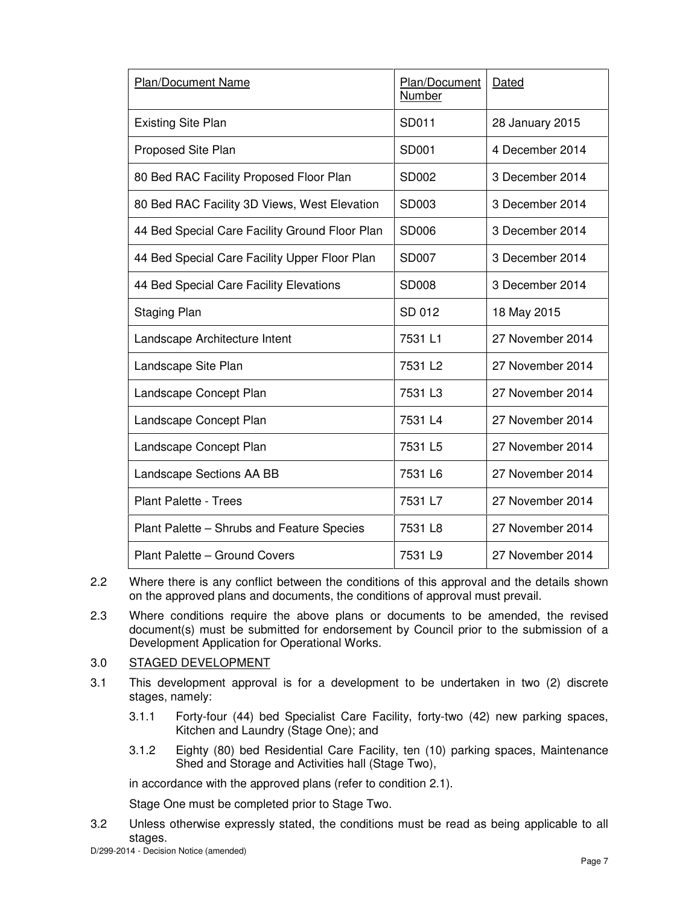| Plan/Document Name | Plan/Document Number | Dated |
| --- | --- | --- |
| Existing Site Plan | SD011 | 28 January 2015 |
| Proposed Site Plan | SD001 | 4 December 2014 |
| 80 Bed RAC Facility Proposed Floor Plan | SD002 | 3 December 2014 |
| 80 Bed RAC Facility 3D Views, West Elevation | SD003 | 3 December 2014 |
| 44 Bed Special Care Facility Ground Floor Plan | SD006 | 3 December 2014 |
| 44 Bed Special Care Facility Upper Floor Plan | SD007 | 3 December 2014 |
| 44 Bed Special Care Facility Elevations | SD008 | 3 December 2014 |
| Staging Plan | SD 012 | 18 May 2015 |
| Landscape Architecture Intent | 7531 L1 | 27 November 2014 |
| Landscape Site Plan | 7531 L2 | 27 November 2014 |
| Landscape Concept Plan | 7531 L3 | 27 November 2014 |
| Landscape Concept Plan | 7531 L4 | 27 November 2014 |
| Landscape Concept Plan | 7531 L5 | 27 November 2014 |
| Landscape Sections AA BB | 7531 L6 | 27 November 2014 |
| Plant Palette - Trees | 7531 L7 | 27 November 2014 |
| Plant Palette – Shrubs and Feature Species | 7531 L8 | 27 November 2014 |
| Plant Palette – Ground Covers | 7531 L9 | 27 November 2014 |

2.2 Where there is any conflict between the conditions of this approval and the details shown on the approved plans and documents, the conditions of approval must prevail.

2.3 Where conditions require the above plans or documents to be amended, the revised document(s) must be submitted for endorsement by Council prior to the submission of a Development Application for Operational Works.

3.0 STAGED DEVELOPMENT

3.1 This development approval is for a development to be undertaken in two (2) discrete stages, namely:

3.1.1 Forty-four (44) bed Specialist Care Facility, forty-two (42) new parking spaces, Kitchen and Laundry (Stage One); and

3.1.2 Eighty (80) bed Residential Care Facility, ten (10) parking spaces, Maintenance Shed and Storage and Activities hall (Stage Two),

in accordance with the approved plans (refer to condition 2.1).

Stage One must be completed prior to Stage Two.

3.2 Unless otherwise expressly stated, the conditions must be read as being applicable to all stages.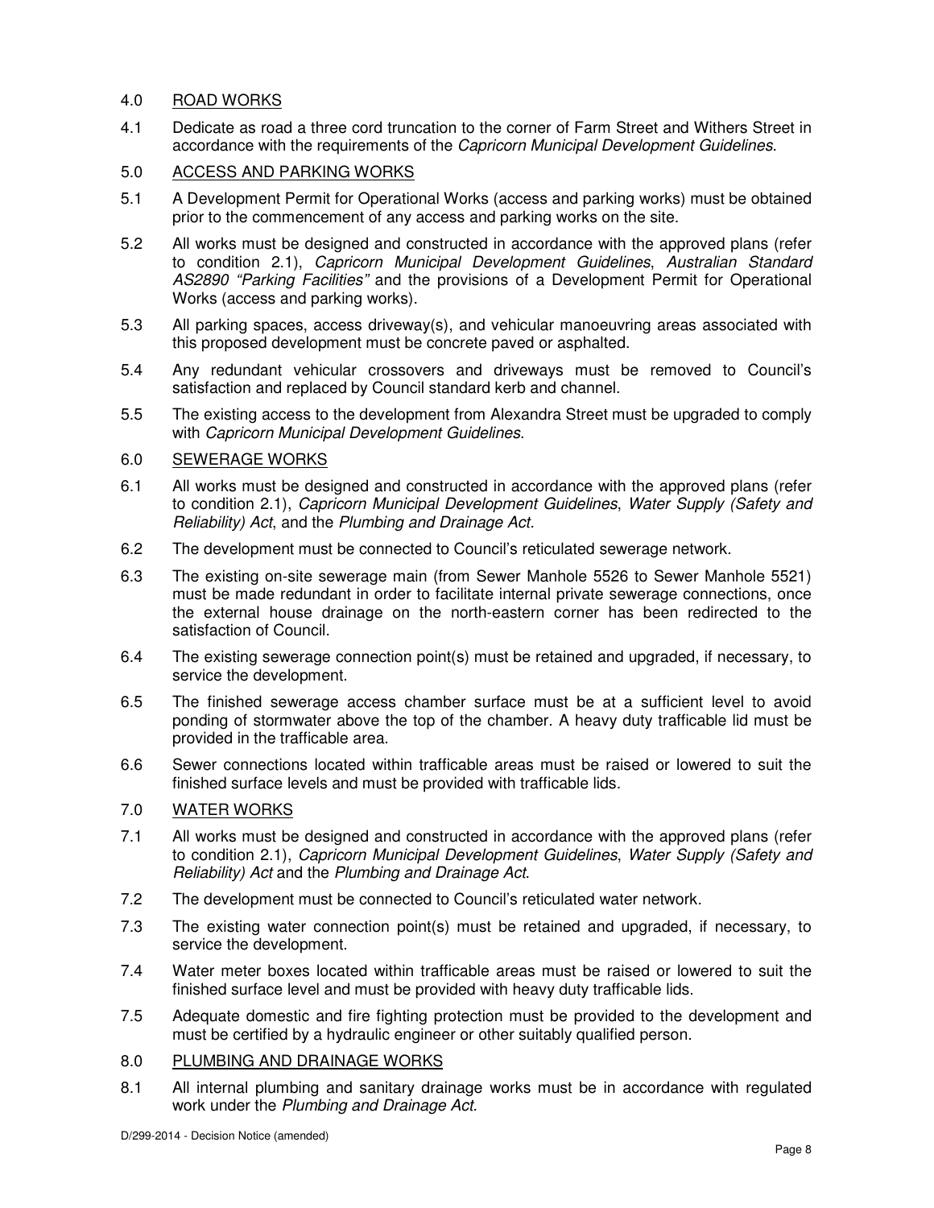## 4.0 ROAD WORKS

4.1 Dedicate as road a three cord truncation to the corner of Farm Street and Withers Street in accordance with the requirements of the *Capricorn Municipal Development Guidelines*.

## 5.0 ACCESS AND PARKING WORKS

5.1 A Development Permit for Operational Works (access and parking works) must be obtained prior to the commencement of any access and parking works on the site.

5.2 All works must be designed and constructed in accordance with the approved plans (refer to condition 2.1), *Capricorn Municipal Development Guidelines*, *Australian Standard AS2890 "Parking Facilities"* and the provisions of a Development Permit for Operational Works (access and parking works).

5.3 All parking spaces, access driveway(s), and vehicular manoeuvring areas associated with this proposed development must be concrete paved or asphalted.

5.4 Any redundant vehicular crossovers and driveways must be removed to Council's satisfaction and replaced by Council standard kerb and channel.

5.5 The existing access to the development from Alexandra Street must be upgraded to comply with *Capricorn Municipal Development Guidelines*.

## 6.0 SEWERAGE WORKS

6.1 All works must be designed and constructed in accordance with the approved plans (refer to condition 2.1), *Capricorn Municipal Development Guidelines*, *Water Supply (Safety and Reliability) Act*, and the *Plumbing and Drainage Act.*

6.2 The development must be connected to Council's reticulated sewerage network.

6.3 The existing on-site sewerage main (from Sewer Manhole 5526 to Sewer Manhole 5521) must be made redundant in order to facilitate internal private sewerage connections, once the external house drainage on the north-eastern corner has been redirected to the satisfaction of Council.

6.4 The existing sewerage connection point(s) must be retained and upgraded, if necessary, to service the development.

6.5 The finished sewerage access chamber surface must be at a sufficient level to avoid ponding of stormwater above the top of the chamber. A heavy duty trafficable lid must be provided in the trafficable area.

6.6 Sewer connections located within trafficable areas must be raised or lowered to suit the finished surface levels and must be provided with trafficable lids.

## 7.0 WATER WORKS

7.1 All works must be designed and constructed in accordance with the approved plans (refer to condition 2.1), *Capricorn Municipal Development Guidelines*, *Water Supply (Safety and Reliability) Act* and the *Plumbing and Drainage Act*.

7.2 The development must be connected to Council's reticulated water network*.*

7.3 The existing water connection point(s) must be retained and upgraded, if necessary, to service the development.

7.4 Water meter boxes located within trafficable areas must be raised or lowered to suit the finished surface level and must be provided with heavy duty trafficable lids.

7.5 Adequate domestic and fire fighting protection must be provided to the development and must be certified by a hydraulic engineer or other suitably qualified person.

## 8.0 PLUMBING AND DRAINAGE WORKS

8.1 All internal plumbing and sanitary drainage works must be in accordance with regulated work under the *Plumbing and Drainage Act.*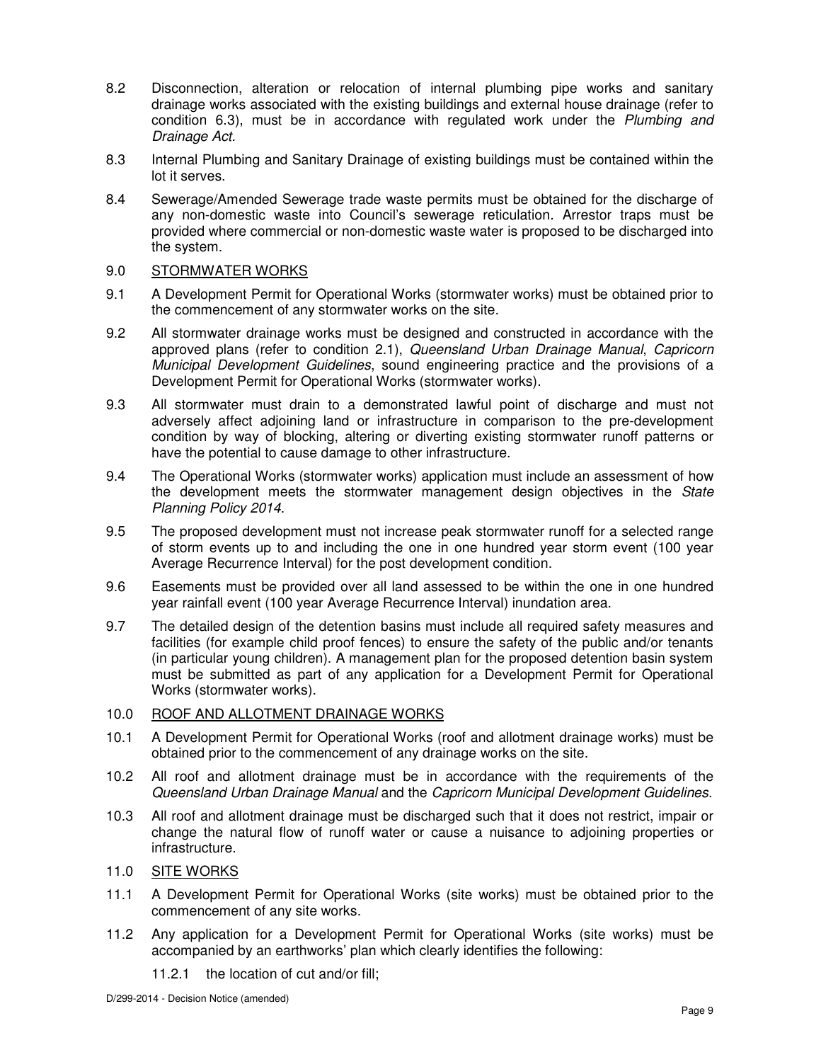8.2 Disconnection, alteration or relocation of internal plumbing pipe works and sanitary drainage works associated with the existing buildings and external house drainage (refer to condition 6.3), must be in accordance with regulated work under the *Plumbing and Drainage Act.*

8.3 Internal Plumbing and Sanitary Drainage of existing buildings must be contained within the lot it serves.

8.4 Sewerage/Amended Sewerage trade waste permits must be obtained for the discharge of any non-domestic waste into Council's sewerage reticulation. Arrestor traps must be provided where commercial or non-domestic waste water is proposed to be discharged into the system.

9.0 <u>STORMWATER WORKS</u>

9.1 A Development Permit for Operational Works (stormwater works) must be obtained prior to the commencement of any stormwater works on the site.

9.2 All stormwater drainage works must be designed and constructed in accordance with the approved plans (refer to condition 2.1), *Queensland Urban Drainage Manual*, *Capricorn Municipal Development Guidelines*, sound engineering practice and the provisions of a Development Permit for Operational Works (stormwater works).

9.3 All stormwater must drain to a demonstrated lawful point of discharge and must not adversely affect adjoining land or infrastructure in comparison to the pre-development condition by way of blocking, altering or diverting existing stormwater runoff patterns or have the potential to cause damage to other infrastructure.

9.4 The Operational Works (stormwater works) application must include an assessment of how the development meets the stormwater management design objectives in the *State Planning Policy 2014*.

9.5 The proposed development must not increase peak stormwater runoff for a selected range of storm events up to and including the one in one hundred year storm event (100 year Average Recurrence Interval) for the post development condition.

9.6 Easements must be provided over all land assessed to be within the one in one hundred year rainfall event (100 year Average Recurrence Interval) inundation area.

9.7 The detailed design of the detention basins must include all required safety measures and facilities (for example child proof fences) to ensure the safety of the public and/or tenants (in particular young children). A management plan for the proposed detention basin system must be submitted as part of any application for a Development Permit for Operational Works (stormwater works).

10.0 <u>ROOF AND ALLOTMENT DRAINAGE WORKS</u>

10.1 A Development Permit for Operational Works (roof and allotment drainage works) must be obtained prior to the commencement of any drainage works on the site.

10.2 All roof and allotment drainage must be in accordance with the requirements of the *Queensland Urban Drainage Manual* and the *Capricorn Municipal Development Guidelines*.

10.3 All roof and allotment drainage must be discharged such that it does not restrict, impair or change the natural flow of runoff water or cause a nuisance to adjoining properties or infrastructure.

11.0 <u>SITE WORKS</u>

11.1 A Development Permit for Operational Works (site works) must be obtained prior to the commencement of any site works.

11.2 Any application for a Development Permit for Operational Works (site works) must be accompanied by an earthworks' plan which clearly identifies the following:

 11.2.1 the location of cut and/or fill;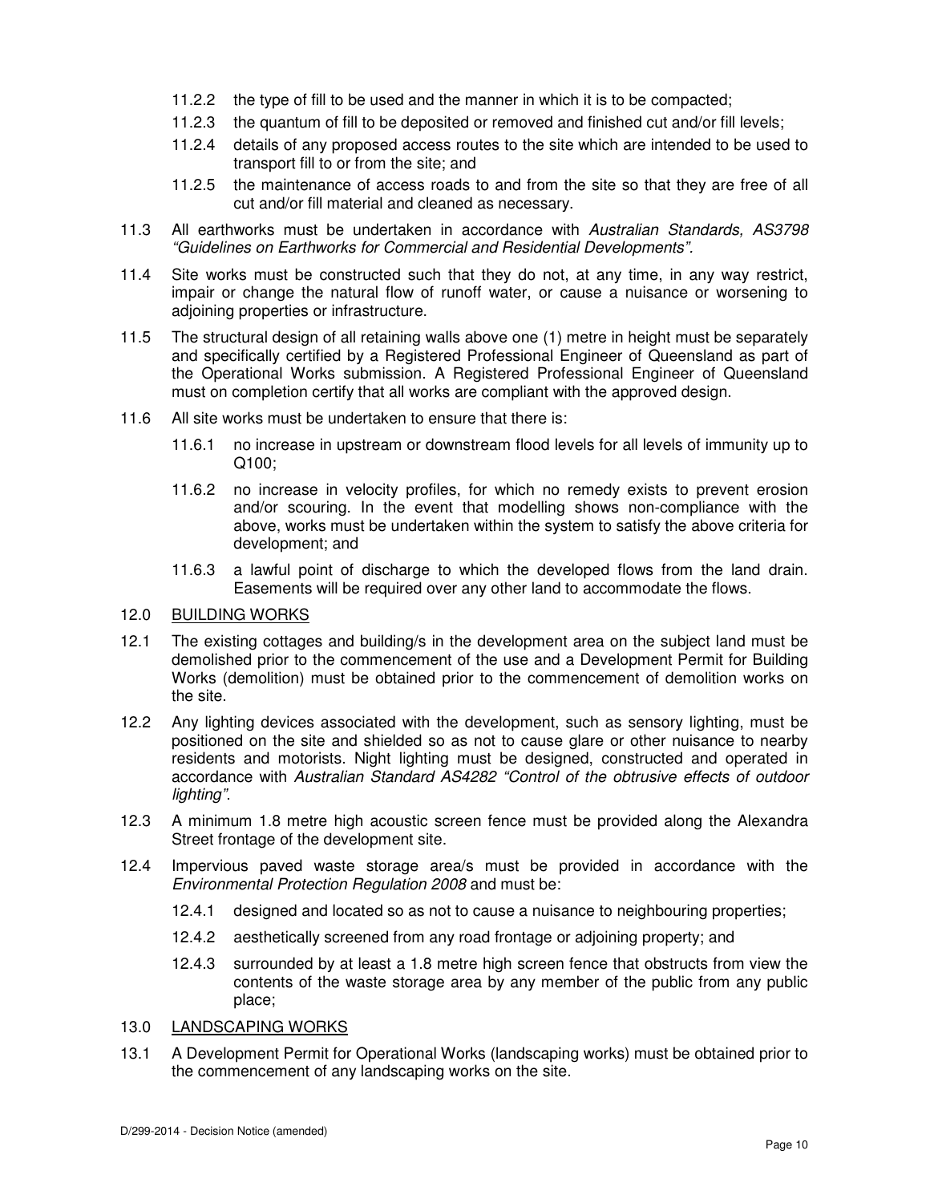11.2.2 the type of fill to be used and the manner in which it is to be compacted;

11.2.3 the quantum of fill to be deposited or removed and finished cut and/or fill levels;

11.2.4 details of any proposed access routes to the site which are intended to be used to transport fill to or from the site; and

11.2.5 the maintenance of access roads to and from the site so that they are free of all cut and/or fill material and cleaned as necessary.

11.3 All earthworks must be undertaken in accordance with *Australian Standards, AS3798 "Guidelines on Earthworks for Commercial and Residential Developments".*

11.4 Site works must be constructed such that they do not, at any time, in any way restrict, impair or change the natural flow of runoff water, or cause a nuisance or worsening to adjoining properties or infrastructure.

11.5 The structural design of all retaining walls above one (1) metre in height must be separately and specifically certified by a Registered Professional Engineer of Queensland as part of the Operational Works submission. A Registered Professional Engineer of Queensland must on completion certify that all works are compliant with the approved design.

11.6 All site works must be undertaken to ensure that there is:

11.6.1 no increase in upstream or downstream flood levels for all levels of immunity up to Q100;

11.6.2 no increase in velocity profiles, for which no remedy exists to prevent erosion and/or scouring. In the event that modelling shows non-compliance with the above, works must be undertaken within the system to satisfy the above criteria for development; and

11.6.3 a lawful point of discharge to which the developed flows from the land drain. Easements will be required over any other land to accommodate the flows.

12.0 <u>BUILDING WORKS</u>

12.1 The existing cottages and building/s in the development area on the subject land must be demolished prior to the commencement of the use and a Development Permit for Building Works (demolition) must be obtained prior to the commencement of demolition works on the site.

12.2 Any lighting devices associated with the development, such as sensory lighting, must be positioned on the site and shielded so as not to cause glare or other nuisance to nearby residents and motorists. Night lighting must be designed, constructed and operated in accordance with *Australian Standard AS4282 "Control of the obtrusive effects of outdoor lighting".*

12.3 A minimum 1.8 metre high acoustic screen fence must be provided along the Alexandra Street frontage of the development site.

12.4 Impervious paved waste storage area/s must be provided in accordance with the *Environmental Protection Regulation 2008* and must be:

12.4.1 designed and located so as not to cause a nuisance to neighbouring properties;

12.4.2 aesthetically screened from any road frontage or adjoining property; and

12.4.3 surrounded by at least a 1.8 metre high screen fence that obstructs from view the contents of the waste storage area by any member of the public from any public place;

13.0 <u>LANDSCAPING WORKS</u>

13.1 A Development Permit for Operational Works (landscaping works) must be obtained prior to the commencement of any landscaping works on the site.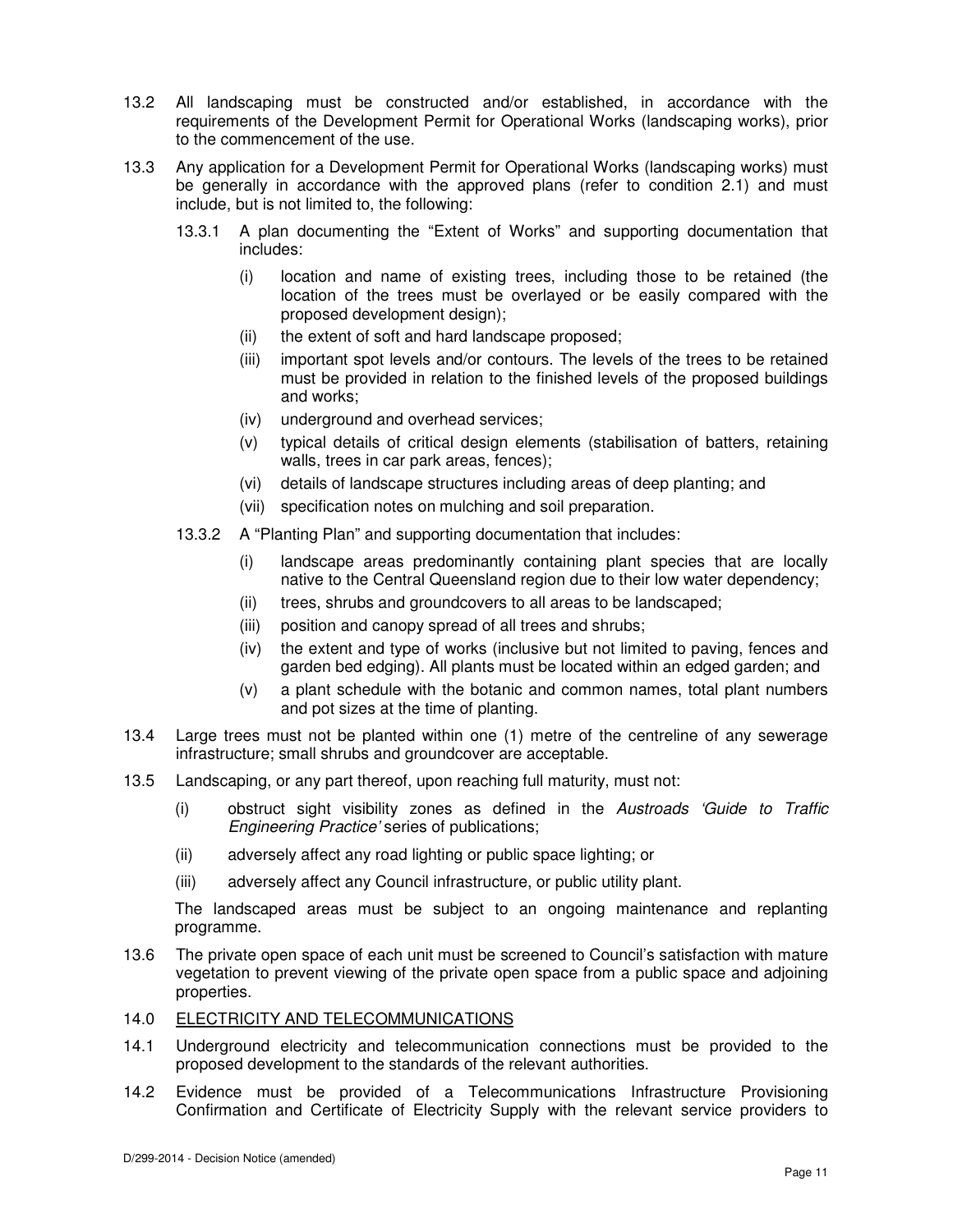13.2 All landscaping must be constructed and/or established, in accordance with the requirements of the Development Permit for Operational Works (landscaping works), prior to the commencement of the use.

13.3 Any application for a Development Permit for Operational Works (landscaping works) must be generally in accordance with the approved plans (refer to condition 2.1) and must include, but is not limited to, the following:

13.3.1 A plan documenting the "Extent of Works" and supporting documentation that includes:

(i) location and name of existing trees, including those to be retained (the location of the trees must be overlayed or be easily compared with the proposed development design);

(ii) the extent of soft and hard landscape proposed;

(iii) important spot levels and/or contours. The levels of the trees to be retained must be provided in relation to the finished levels of the proposed buildings and works;

(iv) underground and overhead services;

(v) typical details of critical design elements (stabilisation of batters, retaining walls, trees in car park areas, fences);

(vi) details of landscape structures including areas of deep planting; and

(vii) specification notes on mulching and soil preparation.

13.3.2 A "Planting Plan" and supporting documentation that includes:

(i) landscape areas predominantly containing plant species that are locally native to the Central Queensland region due to their low water dependency;

(ii) trees, shrubs and groundcovers to all areas to be landscaped;

(iii) position and canopy spread of all trees and shrubs;

(iv) the extent and type of works (inclusive but not limited to paving, fences and garden bed edging). All plants must be located within an edged garden; and

(v) a plant schedule with the botanic and common names, total plant numbers and pot sizes at the time of planting.

13.4 Large trees must not be planted within one (1) metre of the centreline of any sewerage infrastructure; small shrubs and groundcover are acceptable.

13.5 Landscaping, or any part thereof, upon reaching full maturity, must not:

(i) obstruct sight visibility zones as defined in the *Austroads 'Guide to Traffic Engineering Practice'* series of publications;

(ii) adversely affect any road lighting or public space lighting; or

(iii) adversely affect any Council infrastructure, or public utility plant.

The landscaped areas must be subject to an ongoing maintenance and replanting programme.

13.6 The private open space of each unit must be screened to Council's satisfaction with mature vegetation to prevent viewing of the private open space from a public space and adjoining properties.

14.0 <u>ELECTRICITY AND TELECOMMUNICATIONS</u>

14.1 Underground electricity and telecommunication connections must be provided to the proposed development to the standards of the relevant authorities.

14.2 Evidence must be provided of a Telecommunications Infrastructure Provisioning Confirmation and Certificate of Electricity Supply with the relevant service providers to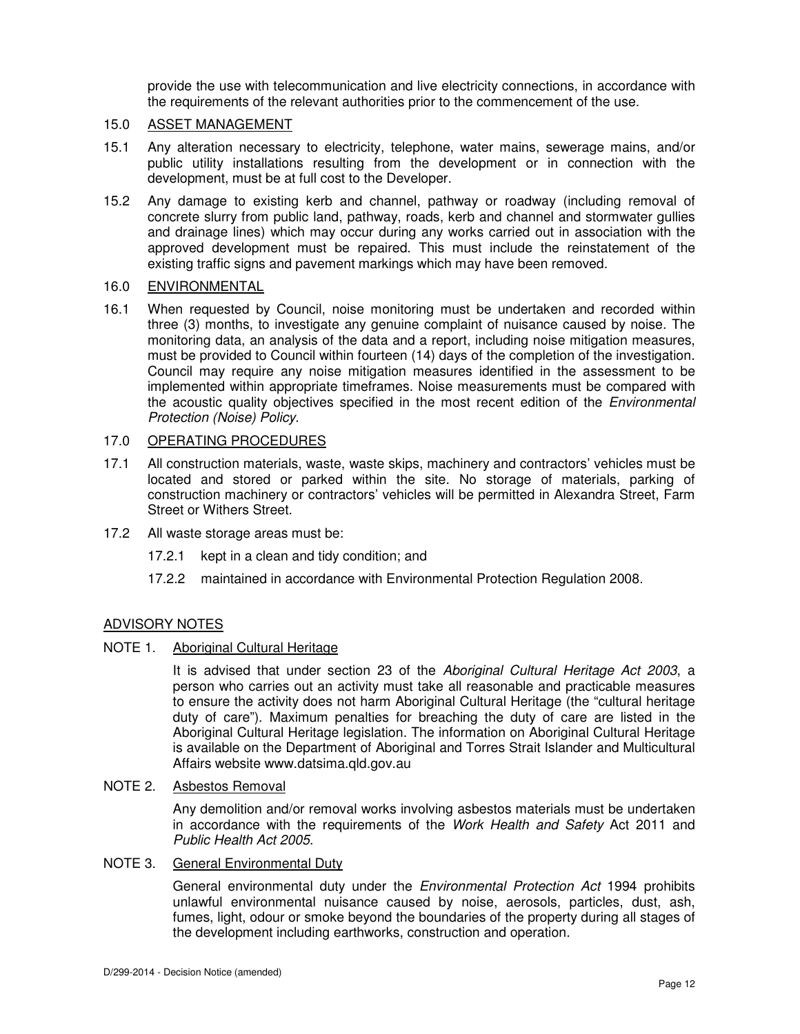provide the use with telecommunication and live electricity connections, in accordance with the requirements of the relevant authorities prior to the commencement of the use.

15.0 ASSET MANAGEMENT

15.1 Any alteration necessary to electricity, telephone, water mains, sewerage mains, and/or public utility installations resulting from the development or in connection with the development, must be at full cost to the Developer.

15.2 Any damage to existing kerb and channel, pathway or roadway (including removal of concrete slurry from public land, pathway, roads, kerb and channel and stormwater gullies and drainage lines) which may occur during any works carried out in association with the approved development must be repaired. This must include the reinstatement of the existing traffic signs and pavement markings which may have been removed.

16.0 ENVIRONMENTAL

16.1 When requested by Council, noise monitoring must be undertaken and recorded within three (3) months, to investigate any genuine complaint of nuisance caused by noise. The monitoring data, an analysis of the data and a report, including noise mitigation measures, must be provided to Council within fourteen (14) days of the completion of the investigation. Council may require any noise mitigation measures identified in the assessment to be implemented within appropriate timeframes. Noise measurements must be compared with the acoustic quality objectives specified in the most recent edition of the *Environmental Protection (Noise) Policy*.

17.0 OPERATING PROCEDURES

17.1 All construction materials, waste, waste skips, machinery and contractors' vehicles must be located and stored or parked within the site. No storage of materials, parking of construction machinery or contractors' vehicles will be permitted in Alexandra Street, Farm Street or Withers Street.

17.2 All waste storage areas must be:

17.2.1 kept in a clean and tidy condition; and

17.2.2 maintained in accordance with Environmental Protection Regulation 2008.

ADVISORY NOTES

NOTE 1. Aboriginal Cultural Heritage

It is advised that under section 23 of the *Aboriginal Cultural Heritage Act 2003*, a person who carries out an activity must take all reasonable and practicable measures to ensure the activity does not harm Aboriginal Cultural Heritage (the "cultural heritage duty of care"). Maximum penalties for breaching the duty of care are listed in the Aboriginal Cultural Heritage legislation. The information on Aboriginal Cultural Heritage is available on the Department of Aboriginal and Torres Strait Islander and Multicultural Affairs website www.datsima.qld.gov.au

NOTE 2. Asbestos Removal

Any demolition and/or removal works involving asbestos materials must be undertaken in accordance with the requirements of the *Work Health and Safety* Act 2011 and *Public Health Act 2005*.

NOTE 3. General Environmental Duty

General environmental duty under the *Environmental Protection Act* 1994 prohibits unlawful environmental nuisance caused by noise, aerosols, particles, dust, ash, fumes, light, odour or smoke beyond the boundaries of the property during all stages of the development including earthworks, construction and operation.

D/299-2014 - Decision Notice (amended)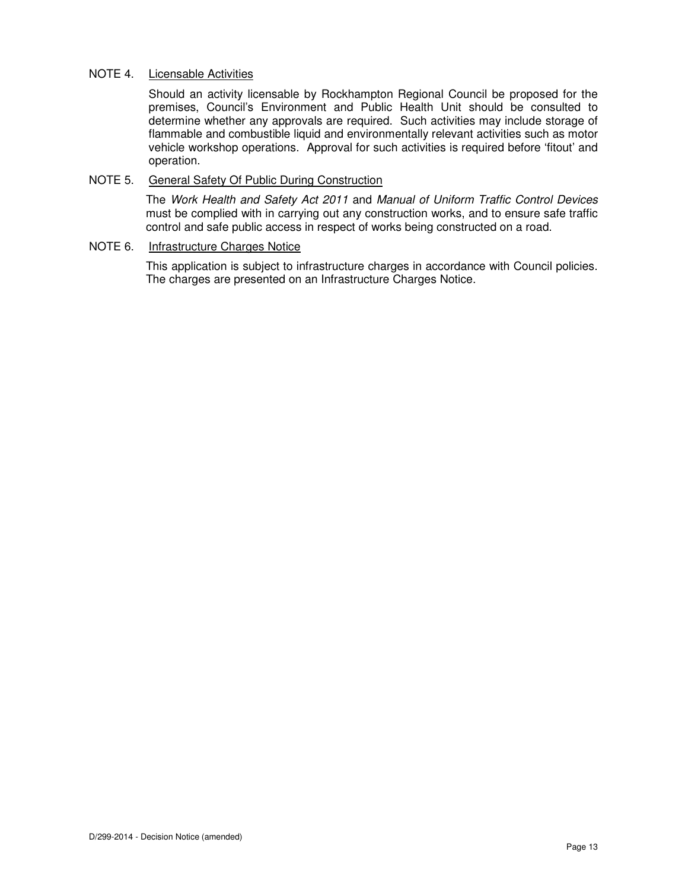NOTE 4. Licensable Activities

Should an activity licensable by Rockhampton Regional Council be proposed for the premises, Council's Environment and Public Health Unit should be consulted to determine whether any approvals are required. Such activities may include storage of flammable and combustible liquid and environmentally relevant activities such as motor vehicle workshop operations. Approval for such activities is required before 'fitout' and operation.

NOTE 5. General Safety Of Public During Construction

The *Work Health and Safety Act 2011* and *Manual of Uniform Traffic Control Devices* must be complied with in carrying out any construction works, and to ensure safe traffic control and safe public access in respect of works being constructed on a road.

NOTE 6. Infrastructure Charges Notice

This application is subject to infrastructure charges in accordance with Council policies. The charges are presented on an Infrastructure Charges Notice.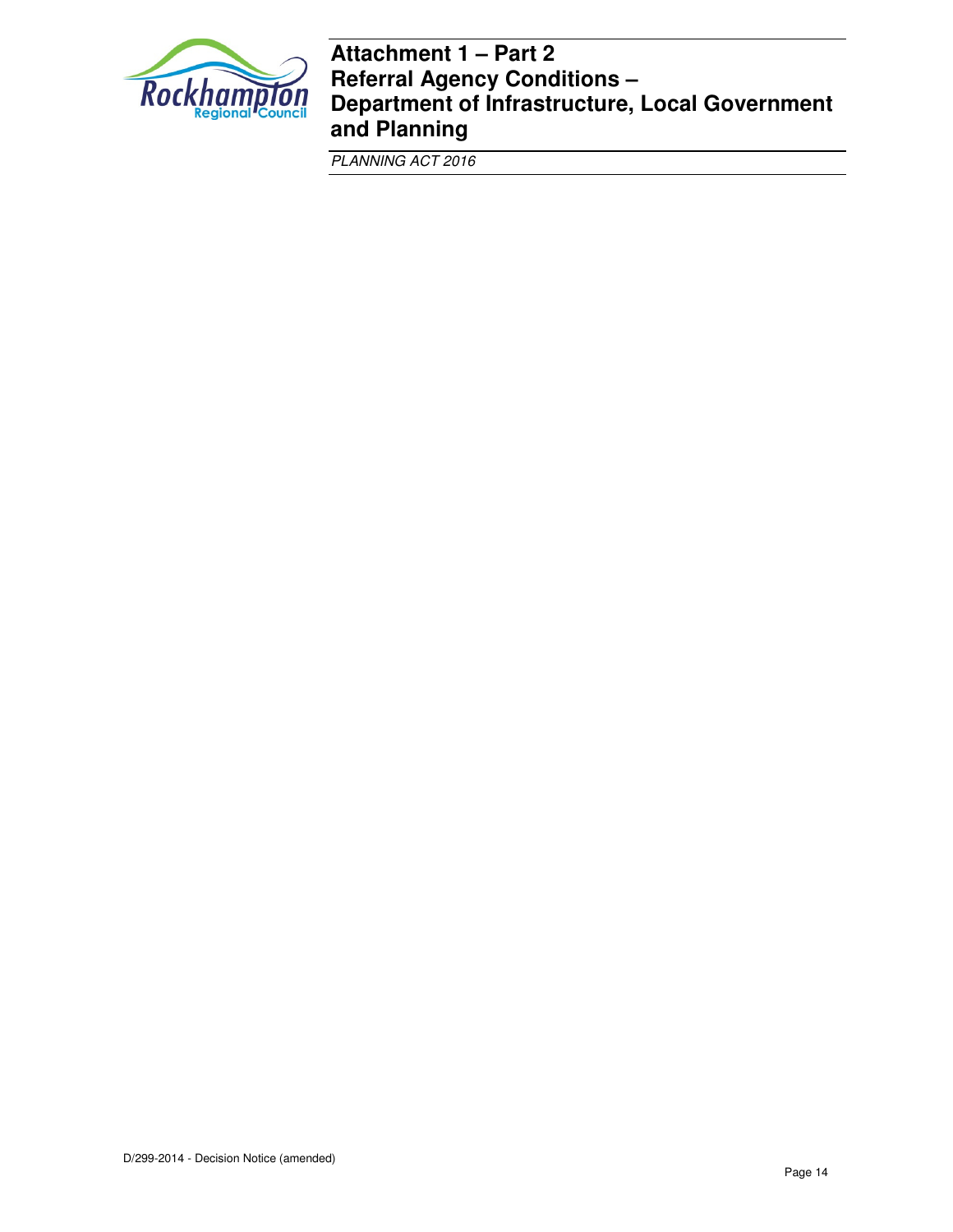# Attachment 1 – Part 2
# Referral Agency Conditions – Department of Infrastructure, Local Government and Planning

*PLANNING ACT 2016*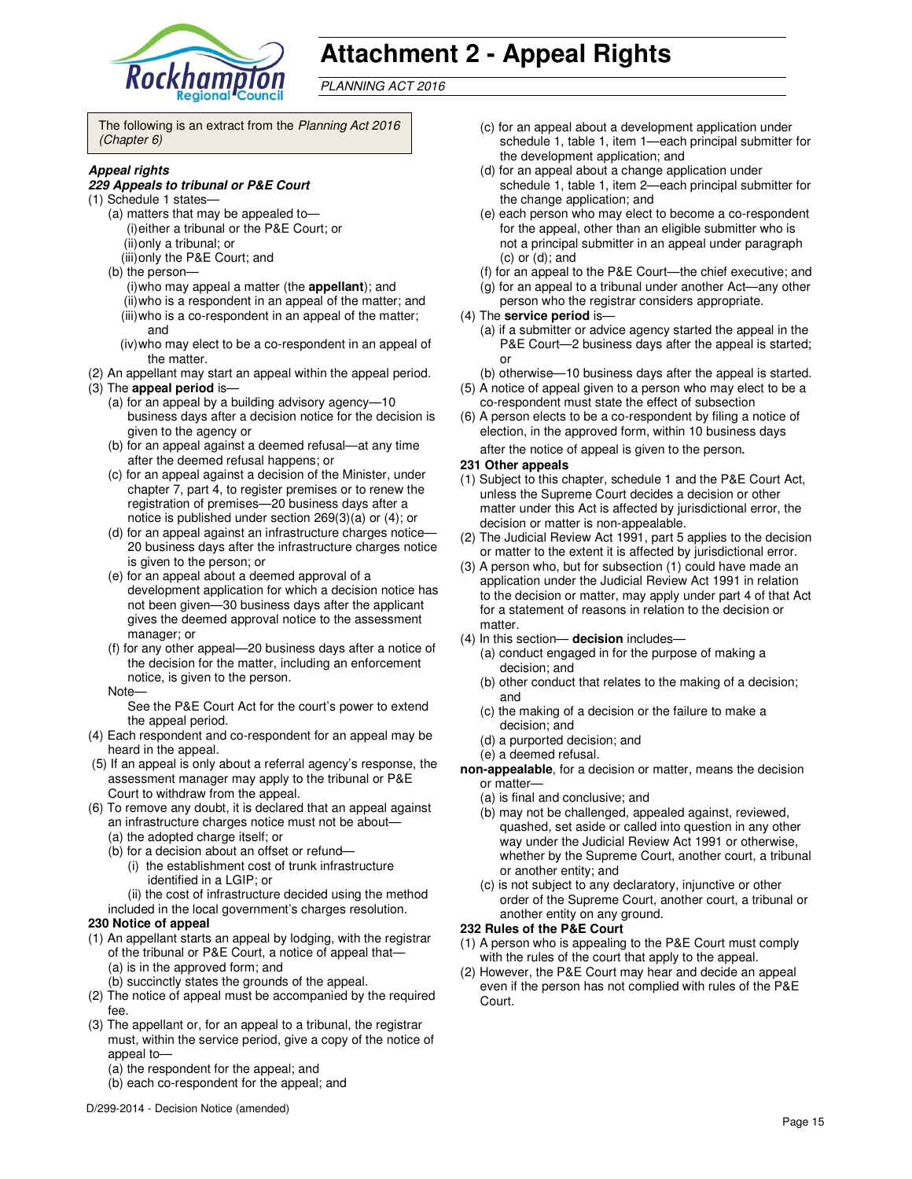# Attachment 2 - Appeal Rights

*PLANNING ACT 2016*

The following is an extract from the *Planning Act 2016 (Chapter 6)*

***Appeal rights***

***229 Appeals to tribunal or P&E Court***

(1) Schedule 1 states—
- (a) matters that may be appealed to—
  - (i) either a tribunal or the P&E Court; or
  - (ii) only a tribunal; or
  - (iii) only the P&E Court; and
- (b) the person—
  - (i) who may appeal a matter (the **appellant**); and
  - (ii) who is a respondent in an appeal of the matter; and
  - (iii) who is a co-respondent in an appeal of the matter; and
  - (iv) who may elect to be a co-respondent in an appeal of the matter.

(2) An appellant may start an appeal within the appeal period.

(3) The **appeal period** is—
- (a) for an appeal by a building advisory agency—10 business days after a decision notice for the decision is given to the agency or
- (b) for an appeal against a deemed refusal—at any time after the deemed refusal happens; or
- (c) for an appeal against a decision of the Minister, under chapter 7, part 4, to register premises or to renew the registration of premises—20 business days after a notice is published under section 269(3)(a) or (4); or
- (d) for an appeal against an infrastructure charges notice—20 business days after the infrastructure charges notice is given to the person; or
- (e) for an appeal about a deemed approval of a development application for which a decision notice has not been given—30 business days after the applicant gives the deemed approval notice to the assessment manager; or
- (f) for any other appeal—20 business days after a notice of the decision for the matter, including an enforcement notice, is given to the person.

Note—
See the P&E Court Act for the court's power to extend the appeal period.

(4) Each respondent and co-respondent for an appeal may be heard in the appeal.

(5) If an appeal is only about a referral agency's response, the assessment manager may apply to the tribunal or P&E Court to withdraw from the appeal.

(6) To remove any doubt, it is declared that an appeal against an infrastructure charges notice must not be about—
- (a) the adopted charge itself; or
- (b) for a decision about an offset or refund—
  - (i) the establishment cost of trunk infrastructure identified in a LGIP; or
  - (ii) the cost of infrastructure decided using the method included in the local government's charges resolution.

**230 Notice of appeal**

(1) An appellant starts an appeal by lodging, with the registrar of the tribunal or P&E Court, a notice of appeal that—
- (a) is in the approved form; and
- (b) succinctly states the grounds of the appeal.

(2) The notice of appeal must be accompanied by the required fee.

(3) The appellant or, for an appeal to a tribunal, the registrar must, within the service period, give a copy of the notice of appeal to—
- (a) the respondent for the appeal; and
- (b) each co-respondent for the appeal; and
- (c) for an appeal about a development application under schedule 1, table 1, item 1—each principal submitter for the development application; and
- (d) for an appeal about a change application under schedule 1, table 1, item 2—each principal submitter for the change application; and
- (e) each person who may elect to become a co-respondent for the appeal, other than an eligible submitter who is not a principal submitter in an appeal under paragraph (c) or (d); and
- (f) for an appeal to the P&E Court—the chief executive; and
- (g) for an appeal to a tribunal under another Act—any other person who the registrar considers appropriate.

(4) The **service period** is—
- (a) if a submitter or advice agency started the appeal in the P&E Court—2 business days after the appeal is started; or
- (b) otherwise—10 business days after the appeal is started.

(5) A notice of appeal given to a person who may elect to be a co-respondent must state the effect of subsection

(6) A person elects to be a co-respondent by filing a notice of election, in the approved form, within 10 business days after the notice of appeal is given to the person.

**231 Other appeals**

(1) Subject to this chapter, schedule 1 and the P&E Court Act, unless the Supreme Court decides a decision or other matter under this Act is affected by jurisdictional error, the decision or matter is non-appealable.

(2) The Judicial Review Act 1991, part 5 applies to the decision or matter to the extent it is affected by jurisdictional error.

(3) A person who, but for subsection (1) could have made an application under the Judicial Review Act 1991 in relation to the decision or matter, may apply under part 4 of that Act for a statement of reasons in relation to the decision or matter.

(4) In this section— **decision** includes—
- (a) conduct engaged in for the purpose of making a decision; and
- (b) other conduct that relates to the making of a decision; and
- (c) the making of a decision or the failure to make a decision; and
- (d) a purported decision; and
- (e) a deemed refusal.

**non-appealable**, for a decision or matter, means the decision or matter—
- (a) is final and conclusive; and
- (b) may not be challenged, appealed against, reviewed, quashed, set aside or called into question in any other way under the Judicial Review Act 1991 or otherwise, whether by the Supreme Court, another court, a tribunal or another entity; and
- (c) is not subject to any declaratory, injunctive or other order of the Supreme Court, another court, a tribunal or another entity on any ground.

**232 Rules of the P&E Court**

(1) A person who is appealing to the P&E Court must comply with the rules of the court that apply to the appeal.

(2) However, the P&E Court may hear and decide an appeal even if the person has not complied with rules of the P&E Court.

D/299-2014 - Decision Notice (amended)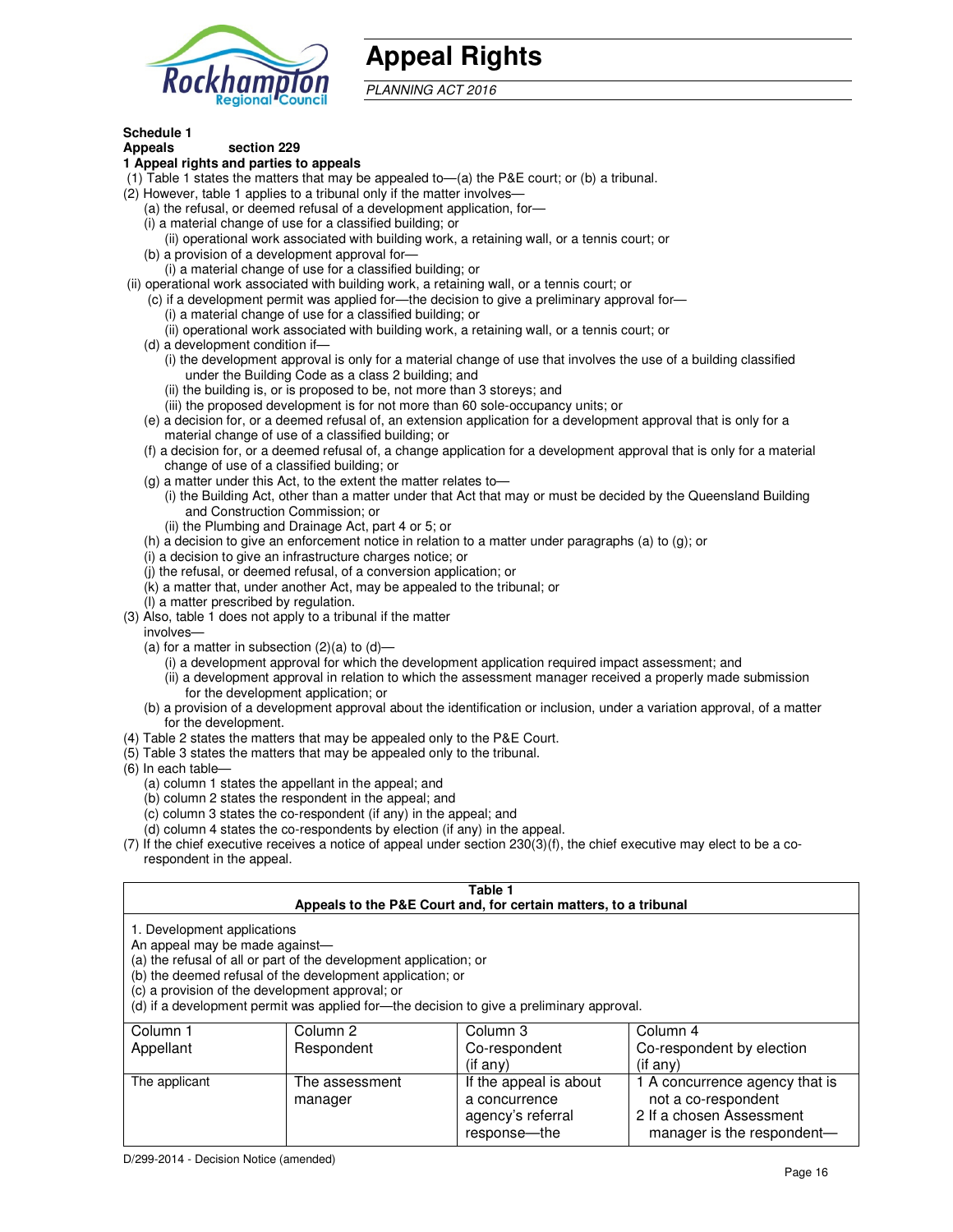# Appeal Rights

*PLANNING ACT 2016*

**Schedule 1**
**Appeals section 229**
**1 Appeal rights and parties to appeals**

(1) Table 1 states the matters that may be appealed to—(a) the P&E court; or (b) a tribunal.
(2) However, table 1 applies to a tribunal only if the matter involves—
  (a) the refusal, or deemed refusal of a development application, for—
  (i) a material change of use for a classified building; or
    (ii) operational work associated with building work, a retaining wall, or a tennis court; or
  (b) a provision of a development approval for—
    (i) a material change of use for a classified building; or
(ii) operational work associated with building work, a retaining wall, or a tennis court; or
  (c) if a development permit was applied for—the decision to give a preliminary approval for—
    (i) a material change of use for a classified building; or
    (ii) operational work associated with building work, a retaining wall, or a tennis court; or
  (d) a development condition if—
    (i) the development approval is only for a material change of use that involves the use of a building classified under the Building Code as a class 2 building; and
    (ii) the building is, or is proposed to be, not more than 3 storeys; and
    (iii) the proposed development is for not more than 60 sole-occupancy units; or
  (e) a decision for, or a deemed refusal of, an extension application for a development approval that is only for a material change of use of a classified building; or
  (f) a decision for, or a deemed refusal of, a change application for a development approval that is only for a material change of use of a classified building; or
  (g) a matter under this Act, to the extent the matter relates to—
    (i) the Building Act, other than a matter under that Act that may or must be decided by the Queensland Building and Construction Commission; or
    (ii) the Plumbing and Drainage Act, part 4 or 5; or
  (h) a decision to give an enforcement notice in relation to a matter under paragraphs (a) to (g); or
  (i) a decision to give an infrastructure charges notice; or
  (j) the refusal, or deemed refusal, of a conversion application; or
  (k) a matter that, under another Act, may be appealed to the tribunal; or
  (l) a matter prescribed by regulation.
(3) Also, table 1 does not apply to a tribunal if the matter involves—
  (a) for a matter in subsection (2)(a) to (d)—
    (i) a development approval for which the development application required impact assessment; and
    (ii) a development approval in relation to which the assessment manager received a properly made submission for the development application; or
  (b) a provision of a development approval about the identification or inclusion, under a variation approval, of a matter for the development.
(4) Table 2 states the matters that may be appealed only to the P&E Court.
(5) Table 3 states the matters that may be appealed only to the tribunal.
(6) In each table—
  (a) column 1 states the appellant in the appeal; and
  (b) column 2 states the respondent in the appeal; and
  (c) column 3 states the co-respondent (if any) in the appeal; and
  (d) column 4 states the co-respondents by election (if any) in the appeal.
(7) If the chief executive receives a notice of appeal under section 230(3)(f), the chief executive may elect to be a co-respondent in the appeal.

**Table 1**
**Appeals to the P&E Court and, for certain matters, to a tribunal**

1. Development applications
An appeal may be made against—
(a) the refusal of all or part of the development application; or
(b) the deemed refusal of the development application; or
(c) a provision of the development approval; or
(d) if a development permit was applied for—the decision to give a preliminary approval.

| Column 1<br>Appellant | Column 2<br>Respondent | Column 3<br>Co-respondent<br>(if any) | Column 4<br>Co-respondent by election<br>(if any) |
|---|---|---|---|
| The applicant | The assessment manager | If the appeal is about a concurrence agency's referral response—the | 1 A concurrence agency that is not a co-respondent<br>2 If a chosen Assessment manager is the respondent— |

D/299-2014 - Decision Notice (amended)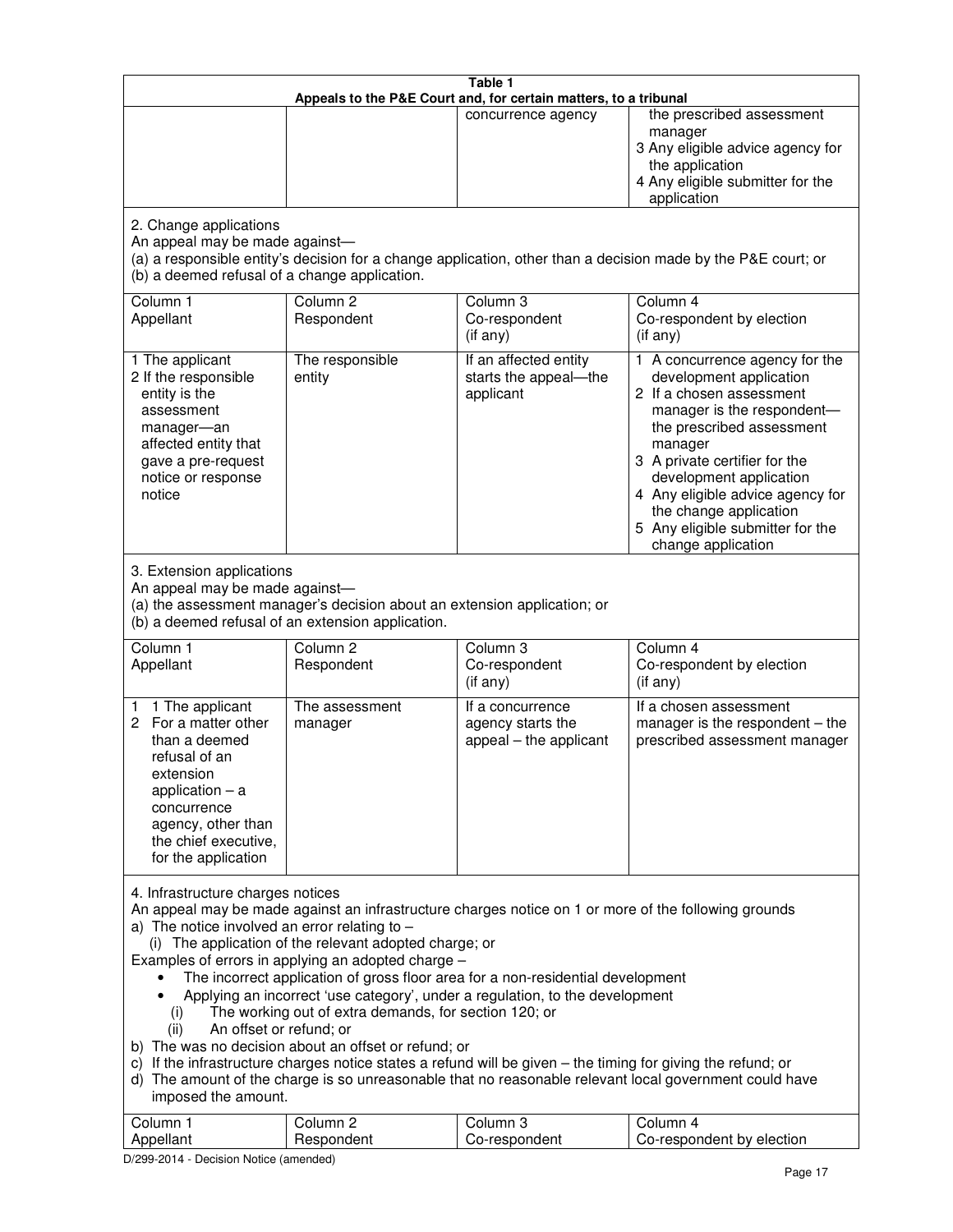**Table 1**
**Appeals to the P&E Court and, for certain matters, to a tribunal**

| | | | |
|---|---|---|---|
| | | concurrence agency | the prescribed assessment manager<br>3 Any eligible advice agency for the application<br>4 Any eligible submitter for the application |

2. Change applications
An appeal may be made against—
(a) a responsible entity's decision for a change application, other than a decision made by the P&E court; or
(b) a deemed refusal of a change application.

| Column 1<br>Appellant | Column 2<br>Respondent | Column 3<br>Co-respondent<br>(if any) | Column 4<br>Co-respondent by election<br>(if any) |
|---|---|---|---|
| 1 The applicant<br>2 If the responsible entity is the assessment manager—an affected entity that gave a pre-request notice or response notice | The responsible entity | If an affected entity starts the appeal—the applicant | 1 A concurrence agency for the development application<br>2 If a chosen assessment manager is the respondent—the prescribed assessment manager<br>3 A private certifier for the development application<br>4 Any eligible advice agency for the change application<br>5 Any eligible submitter for the change application |

3. Extension applications
An appeal may be made against—
(a) the assessment manager's decision about an extension application; or
(b) a deemed refusal of an extension application.

| Column 1<br>Appellant | Column 2<br>Respondent | Column 3<br>Co-respondent<br>(if any) | Column 4<br>Co-respondent by election<br>(if any) |
|---|---|---|---|
| 1 1 The applicant<br>2 For a matter other than a deemed refusal of an extension application – a concurrence agency, other than the chief executive, for the application | The assessment manager | If a concurrence agency starts the appeal – the applicant | If a chosen assessment manager is the respondent – the prescribed assessment manager |

4. Infrastructure charges notices
An appeal may be made against an infrastructure charges notice on 1 or more of the following grounds
a) The notice involved an error relating to –
  (i) The application of the relevant adopted charge; or
Examples of errors in applying an adopted charge –
- The incorrect application of gross floor area for a non-residential development
- Applying an incorrect 'use category', under a regulation, to the development
  (i) The working out of extra demands, for section 120; or
  (ii) An offset or refund; or
b) The was no decision about an offset or refund; or
c) If the infrastructure charges notice states a refund will be given – the timing for giving the refund; or
d) The amount of the charge is so unreasonable that no reasonable relevant local government could have imposed the amount.

| Column 1<br>Appellant | Column 2<br>Respondent | Column 3<br>Co-respondent | Column 4<br>Co-respondent by election |
|---|---|---|---|

D/299-2014 - Decision Notice (amended)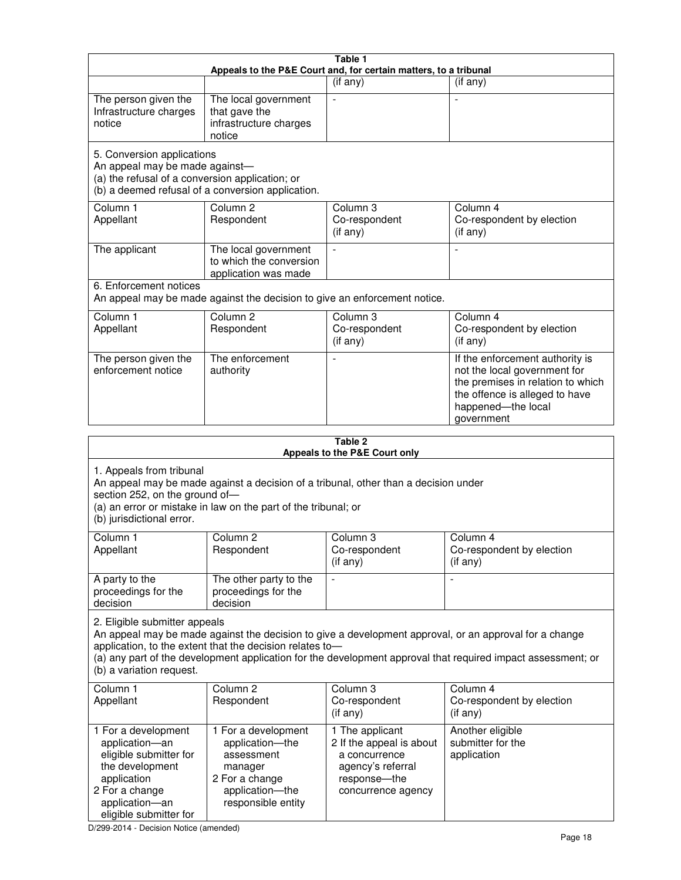| Table 1 | | | |
|---|---|---|---|
| **Appeals to the P&E Court and, for certain matters, to a tribunal** | | | |
| | | (if any) | (if any) |
| The person given the Infrastructure charges notice | The local government that gave the infrastructure charges notice | - | - |
| 5. Conversion applications<br>An appeal may be made against—<br>(a) the refusal of a conversion application; or<br>(b) a deemed refusal of a conversion application. | | | |
| Column 1<br>Appellant | Column 2<br>Respondent | Column 3<br>Co-respondent<br>(if any) | Column 4<br>Co-respondent by election<br>(if any) |
| The applicant | The local government to which the conversion application was made | - | - |
| 6. Enforcement notices<br>An appeal may be made against the decision to give an enforcement notice. | | | |
| Column 1<br>Appellant | Column 2<br>Respondent | Column 3<br>Co-respondent<br>(if any) | Column 4<br>Co-respondent by election<br>(if any) |
| The person given the enforcement notice | The enforcement authority | - | If the enforcement authority is not the local government for the premises in relation to which the offence is alleged to have happened—the local government |

| Table 2 | | | |
|---|---|---|---|
| **Appeals to the P&E Court only** | | | |
| 1. Appeals from tribunal<br>An appeal may be made against a decision of a tribunal, other than a decision under section 252, on the ground of—<br>(a) an error or mistake in law on the part of the tribunal; or<br>(b) jurisdictional error. | | | |
| Column 1<br>Appellant | Column 2<br>Respondent | Column 3<br>Co-respondent<br>(if any) | Column 4<br>Co-respondent by election<br>(if any) |
| A party to the proceedings for the decision | The other party to the proceedings for the decision | - | - |
| 2. Eligible submitter appeals<br>An appeal may be made against the decision to give a development approval, or an approval for a change application, to the extent that the decision relates to—<br>(a) any part of the development application for the development approval that required impact assessment; or<br>(b) a variation request. | | | |
| Column 1<br>Appellant | Column 2<br>Respondent | Column 3<br>Co-respondent<br>(if any) | Column 4<br>Co-respondent by election<br>(if any) |
| 1 For a development application—an eligible submitter for the development application<br>2 For a change application—an eligible submitter for | 1 For a development application—the assessment manager<br>2 For a change application—the responsible entity | 1 The applicant<br>2 If the appeal is about a concurrence agency's referral response—the concurrence agency | Another eligible submitter for the application |

D/299-2014 - Decision Notice (amended)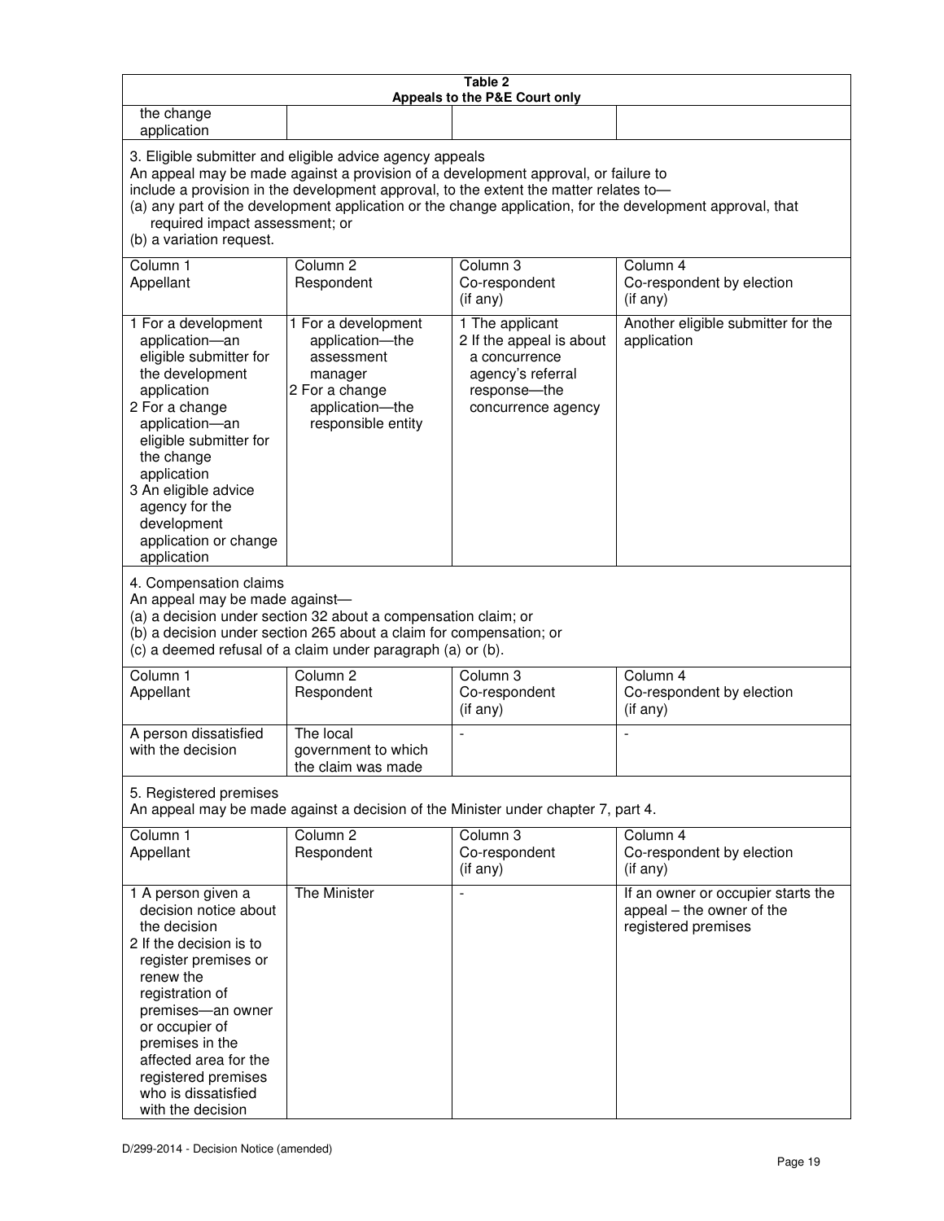**Table 2**
**Appeals to the P&E Court only**

| | | | |
|---|---|---|---|
| the change application | | | |

3. Eligible submitter and eligible advice agency appeals
An appeal may be made against a provision of a development approval, or failure to include a provision in the development approval, to the extent the matter relates to—
(a) any part of the development application or the change application, for the development approval, that required impact assessment; or
(b) a variation request.

| Column 1<br>Appellant | Column 2<br>Respondent | Column 3<br>Co-respondent<br>(if any) | Column 4<br>Co-respondent by election<br>(if any) |
|---|---|---|---|
| 1 For a development application—an eligible submitter for the development application<br>2 For a change application—an eligible submitter for the change application<br>3 An eligible advice agency for the development application or change application | 1 For a development application—the assessment manager<br>2 For a change application—the responsible entity | 1 The applicant<br>2 If the appeal is about a concurrence agency's referral response—the concurrence agency | Another eligible submitter for the application |

4. Compensation claims
An appeal may be made against—
(a) a decision under section 32 about a compensation claim; or
(b) a decision under section 265 about a claim for compensation; or
(c) a deemed refusal of a claim under paragraph (a) or (b).

| Column 1<br>Appellant | Column 2<br>Respondent | Column 3<br>Co-respondent<br>(if any) | Column 4<br>Co-respondent by election<br>(if any) |
|---|---|---|---|
| A person dissatisfied with the decision | The local government to which the claim was made | - | - |

5. Registered premises
An appeal may be made against a decision of the Minister under chapter 7, part 4.

| Column 1<br>Appellant | Column 2<br>Respondent | Column 3<br>Co-respondent<br>(if any) | Column 4<br>Co-respondent by election<br>(if any) |
|---|---|---|---|
| 1 A person given a decision notice about the decision<br>2 If the decision is to register premises or renew the registration of premises—an owner or occupier of premises in the affected area for the registered premises who is dissatisfied with the decision | The Minister | - | If an owner or occupier starts the appeal – the owner of the registered premises |

D/299-2014 - Decision Notice (amended)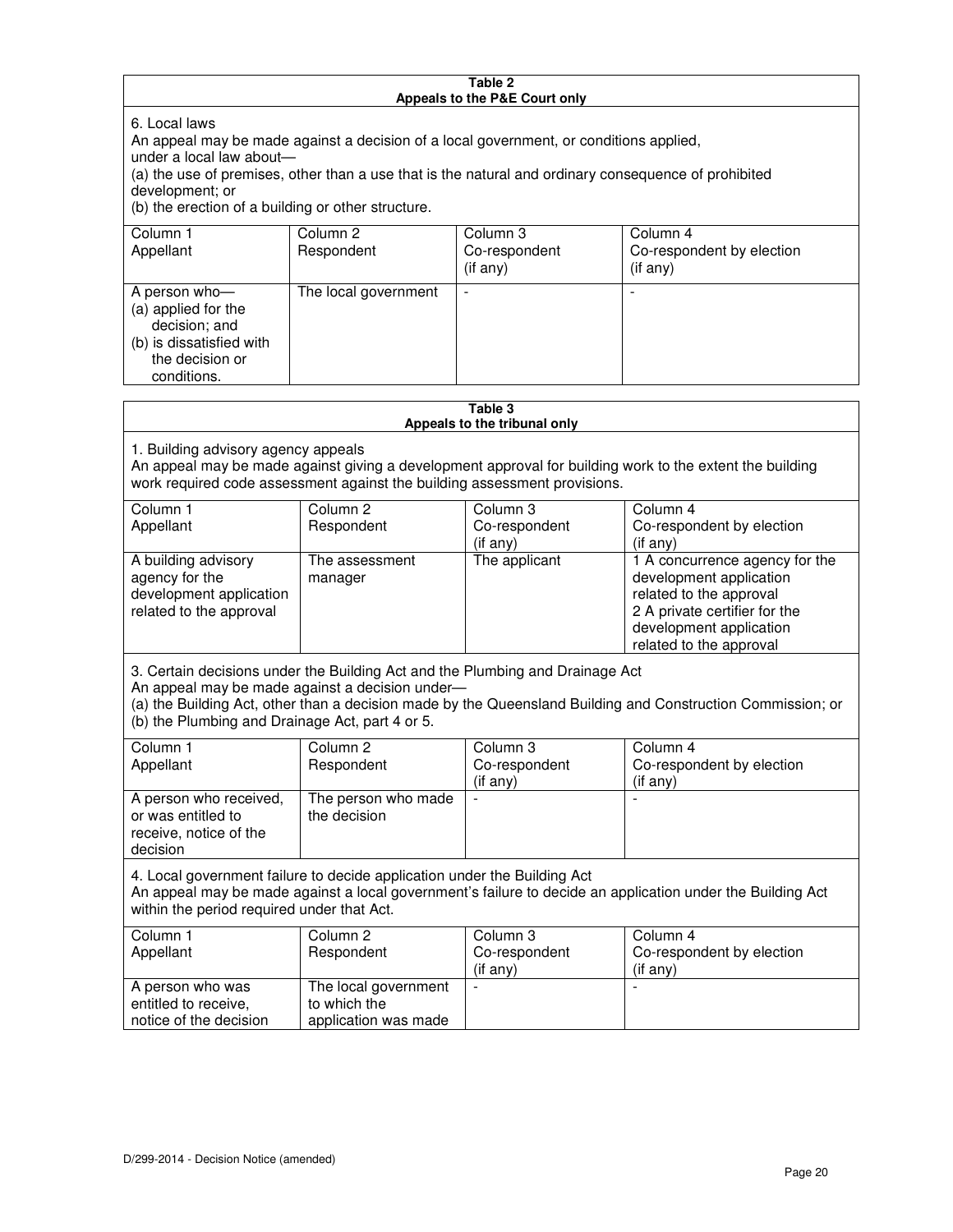**Table 2**
**Appeals to the P&E Court only**

6. Local laws
An appeal may be made against a decision of a local government, or conditions applied, under a local law about—
(a) the use of premises, other than a use that is the natural and ordinary consequence of prohibited development; or
(b) the erection of a building or other structure.

| Column 1<br>Appellant | Column 2<br>Respondent | Column 3<br>Co-respondent<br>(if any) | Column 4<br>Co-respondent by election<br>(if any) |
|---|---|---|---|
| A person who—<br>(a) applied for the decision; and<br>(b) is dissatisfied with the decision or conditions. | The local government | - | - |

**Table 3**
**Appeals to the tribunal only**

1. Building advisory agency appeals
An appeal may be made against giving a development approval for building work to the extent the building work required code assessment against the building assessment provisions.

| Column 1<br>Appellant | Column 2<br>Respondent | Column 3<br>Co-respondent<br>(if any) | Column 4<br>Co-respondent by election<br>(if any) |
|---|---|---|---|
| A building advisory agency for the development application related to the approval | The assessment manager | The applicant | 1 A concurrence agency for the development application related to the approval<br>2 A private certifier for the development application related to the approval |

3. Certain decisions under the Building Act and the Plumbing and Drainage Act
An appeal may be made against a decision under—
(a) the Building Act, other than a decision made by the Queensland Building and Construction Commission; or
(b) the Plumbing and Drainage Act, part 4 or 5.

| Column 1<br>Appellant | Column 2<br>Respondent | Column 3<br>Co-respondent<br>(if any) | Column 4<br>Co-respondent by election<br>(if any) |
|---|---|---|---|
| A person who received, or was entitled to receive, notice of the decision | The person who made the decision | - | - |

4. Local government failure to decide application under the Building Act
An appeal may be made against a local government's failure to decide an application under the Building Act within the period required under that Act.

| Column 1<br>Appellant | Column 2<br>Respondent | Column 3<br>Co-respondent<br>(if any) | Column 4<br>Co-respondent by election<br>(if any) |
|---|---|---|---|
| A person who was entitled to receive, notice of the decision | The local government to which the application was made | - | - |

D/299-2014 - Decision Notice (amended)